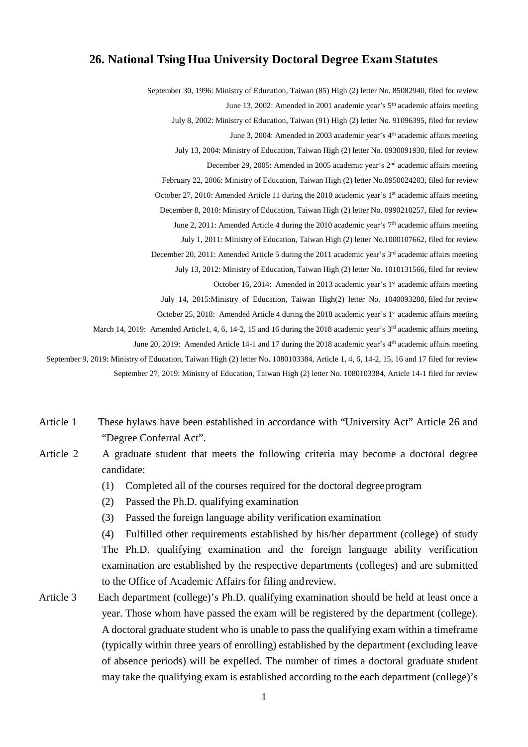## 26. National Tsing Hua University Doctoral Degree Exam Statutes

September 30, 1996: Ministry of Education, Taiwan (85) High (2) letter No. 85082940, filed for review
June 13, 2002: Amended in 2001 academic year's 5th academic affairs meeting
July 8, 2002: Ministry of Education, Taiwan (91) High (2) letter No. 91096395, filed for review
June 3, 2004: Amended in 2003 academic year's 4th academic affairs meeting
July 13, 2004: Ministry of Education, Taiwan High (2) letter No. 0930091930, filed for review
December 29, 2005: Amended in 2005 academic year's 2nd academic affairs meeting
February 22, 2006: Ministry of Education, Taiwan High (2) letter No.0950024203, filed for review
October 27, 2010: Amended Article 11 during the 2010 academic year's 1st academic affairs meeting
December 8, 2010: Ministry of Education, Taiwan High (2) letter No. 0990210257, filed for review
June 2, 2011: Amended Article 4 during the 2010 academic year's 7th academic affairs meeting
July 1, 2011: Ministry of Education, Taiwan High (2) letter No.1000107662, filed for review
December 20, 2011: Amended Article 5 during the 2011 academic year's 3rd academic affairs meeting
July 13, 2012: Ministry of Education, Taiwan High (2) letter No. 1010131566, filed for review
October 16, 2014: Amended in 2013 academic year's 1st academic affairs meeting
July 14, 2015:Ministry of Education, Taiwan High(2) letter No. 1040093288, filed for review
October 25, 2018: Amended Article 4 during the 2018 academic year's 1st academic affairs meeting
March 14, 2019: Amended Article1, 4, 6, 14-2, 15 and 16 during the 2018 academic year's 3rd academic affairs meeting
June 20, 2019: Amended Article 14-1 and 17 during the 2018 academic year's 4th academic affairs meeting
September 9, 2019: Ministry of Education, Taiwan High (2) letter No. 1080103384, Article 1, 4, 6, 14-2, 15, 16 and 17 filed for review
September 27, 2019: Ministry of Education, Taiwan High (2) letter No. 1080103384, Article 14-1 filed for review

Article 1 These bylaws have been established in accordance with "University Act" Article 26 and "Degree Conferral Act".

Article 2 A graduate student that meets the following criteria may become a doctoral degree candidate:

(1) Completed all of the courses required for the doctoral degree program
(2) Passed the Ph.D. qualifying examination
(3) Passed the foreign language ability verification examination
(4) Fulfilled other requirements established by his/her department (college) of study

The Ph.D. qualifying examination and the foreign language ability verification examination are established by the respective departments (colleges) and are submitted to the Office of Academic Affairs for filing and review.

Article 3 Each department (college)'s Ph.D. qualifying examination should be held at least once a year. Those whom have passed the exam will be registered by the department (college). A doctoral graduate student who is unable to pass the qualifying exam within a timeframe (typically within three years of enrolling) established by the department (excluding leave of absence periods) will be expelled. The number of times a doctoral graduate student may take the qualifying exam is established according to the each department (college)'s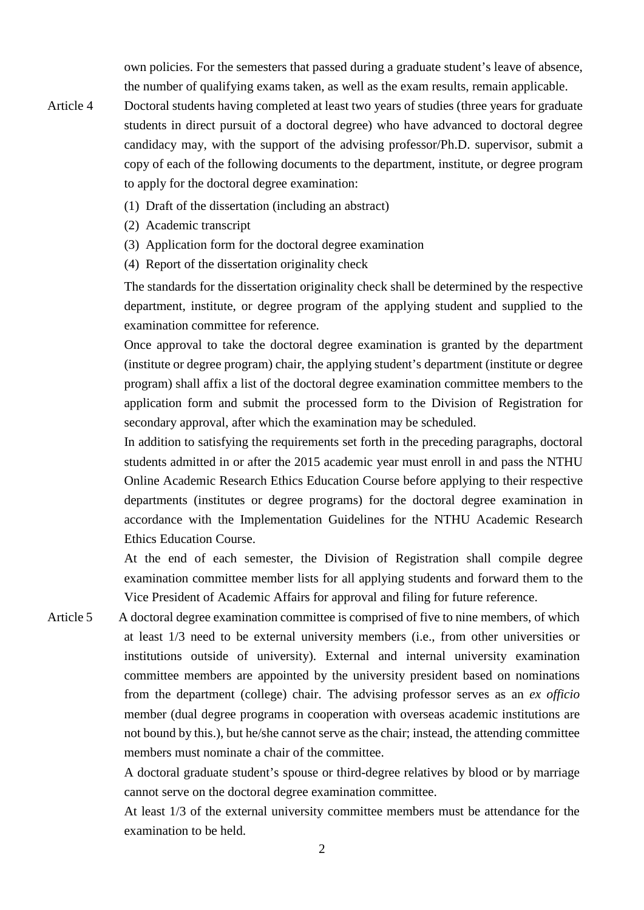own policies. For the semesters that passed during a graduate student's leave of absence, the number of qualifying exams taken, as well as the exam results, remain applicable.

Article 4 Doctoral students having completed at least two years of studies (three years for graduate students in direct pursuit of a doctoral degree) who have advanced to doctoral degree candidacy may, with the support of the advising professor/Ph.D. supervisor, submit a copy of each of the following documents to the department, institute, or degree program to apply for the doctoral degree examination:

(1) Draft of the dissertation (including an abstract)

(2) Academic transcript

(3) Application form for the doctoral degree examination

(4) Report of the dissertation originality check

The standards for the dissertation originality check shall be determined by the respective department, institute, or degree program of the applying student and supplied to the examination committee for reference.

Once approval to take the doctoral degree examination is granted by the department (institute or degree program) chair, the applying student's department (institute or degree program) shall affix a list of the doctoral degree examination committee members to the application form and submit the processed form to the Division of Registration for secondary approval, after which the examination may be scheduled.

In addition to satisfying the requirements set forth in the preceding paragraphs, doctoral students admitted in or after the 2015 academic year must enroll in and pass the NTHU Online Academic Research Ethics Education Course before applying to their respective departments (institutes or degree programs) for the doctoral degree examination in accordance with the Implementation Guidelines for the NTHU Academic Research Ethics Education Course.

At the end of each semester, the Division of Registration shall compile degree examination committee member lists for all applying students and forward them to the Vice President of Academic Affairs for approval and filing for future reference.

Article 5 A doctoral degree examination committee is comprised of five to nine members, of which at least 1/3 need to be external university members (i.e., from other universities or institutions outside of university). External and internal university examination committee members are appointed by the university president based on nominations from the department (college) chair. The advising professor serves as an *ex officio* member (dual degree programs in cooperation with overseas academic institutions are not bound by this.), but he/she cannot serve as the chair; instead, the attending committee members must nominate a chair of the committee.

A doctoral graduate student's spouse or third-degree relatives by blood or by marriage cannot serve on the doctoral degree examination committee.

At least 1/3 of the external university committee members must be attendance for the examination to be held.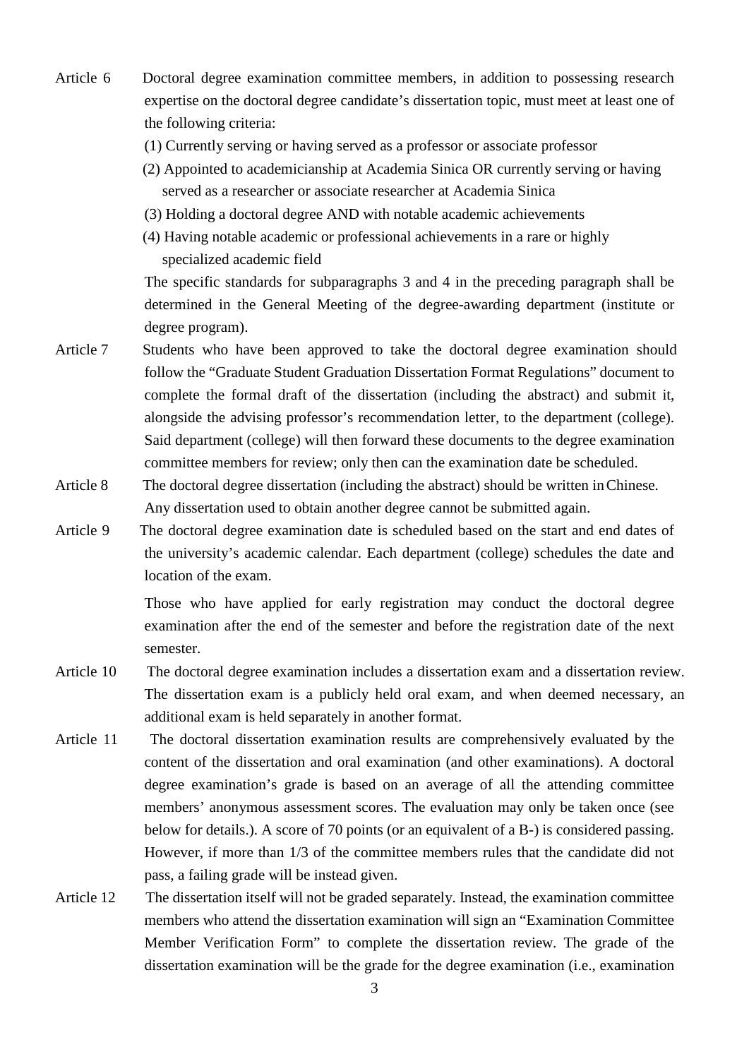Article 6 Doctoral degree examination committee members, in addition to possessing research expertise on the doctoral degree candidate's dissertation topic, must meet at least one of the following criteria:

(1) Currently serving or having served as a professor or associate professor

(2) Appointed to academicianship at Academia Sinica OR currently serving or having served as a researcher or associate researcher at Academia Sinica

(3) Holding a doctoral degree AND with notable academic achievements

(4) Having notable academic or professional achievements in a rare or highly specialized academic field

The specific standards for subparagraphs 3 and 4 in the preceding paragraph shall be determined in the General Meeting of the degree-awarding department (institute or degree program).

Article 7 Students who have been approved to take the doctoral degree examination should follow the "Graduate Student Graduation Dissertation Format Regulations" document to complete the formal draft of the dissertation (including the abstract) and submit it, alongside the advising professor's recommendation letter, to the department (college). Said department (college) will then forward these documents to the degree examination committee members for review; only then can the examination date be scheduled.

Article 8 The doctoral degree dissertation (including the abstract) should be written in Chinese. Any dissertation used to obtain another degree cannot be submitted again.

Article 9 The doctoral degree examination date is scheduled based on the start and end dates of the university's academic calendar. Each department (college) schedules the date and location of the exam.

Those who have applied for early registration may conduct the doctoral degree examination after the end of the semester and before the registration date of the next semester.

Article 10 The doctoral degree examination includes a dissertation exam and a dissertation review. The dissertation exam is a publicly held oral exam, and when deemed necessary, an additional exam is held separately in another format.

Article 11 The doctoral dissertation examination results are comprehensively evaluated by the content of the dissertation and oral examination (and other examinations). A doctoral degree examination's grade is based on an average of all the attending committee members' anonymous assessment scores. The evaluation may only be taken once (see below for details.). A score of 70 points (or an equivalent of a B-) is considered passing. However, if more than 1/3 of the committee members rules that the candidate did not pass, a failing grade will be instead given.

Article 12 The dissertation itself will not be graded separately. Instead, the examination committee members who attend the dissertation examination will sign an "Examination Committee Member Verification Form" to complete the dissertation review. The grade of the dissertation examination will be the grade for the degree examination (i.e., examination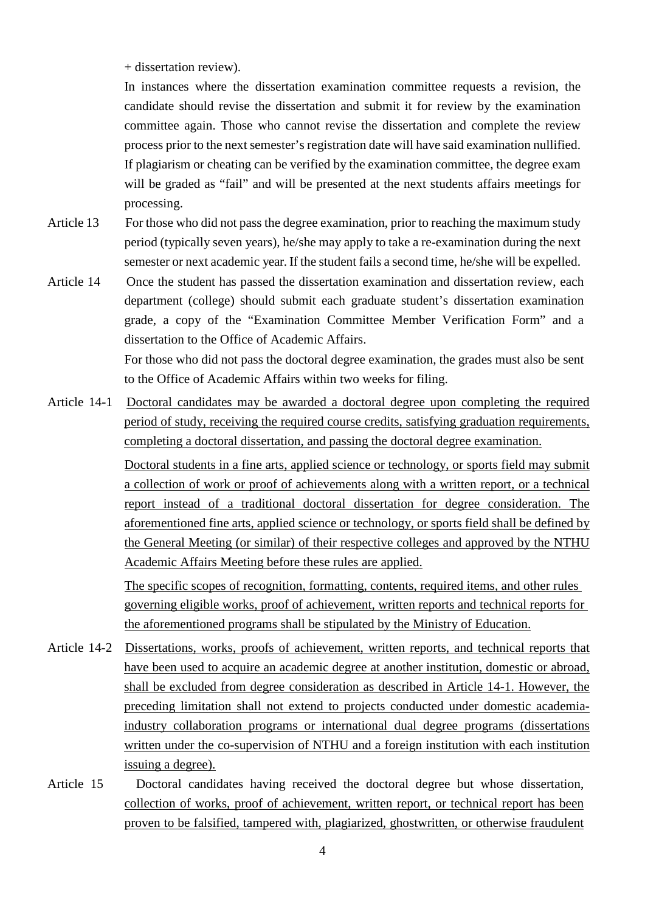+ dissertation review).

In instances where the dissertation examination committee requests a revision, the candidate should revise the dissertation and submit it for review by the examination committee again. Those who cannot revise the dissertation and complete the review process prior to the next semester's registration date will have said examination nullified. If plagiarism or cheating can be verified by the examination committee, the degree exam will be graded as "fail" and will be presented at the next students affairs meetings for processing.

Article 13 For those who did not pass the degree examination, prior to reaching the maximum study period (typically seven years), he/she may apply to take a re-examination during the next semester or next academic year. If the student fails a second time, he/she will be expelled.

Article 14 Once the student has passed the dissertation examination and dissertation review, each department (college) should submit each graduate student's dissertation examination grade, a copy of the "Examination Committee Member Verification Form" and a dissertation to the Office of Academic Affairs.

For those who did not pass the doctoral degree examination, the grades must also be sent to the Office of Academic Affairs within two weeks for filing.

Article 14-1 <u>Doctoral candidates may be awarded a doctoral degree upon completing the required period of study, receiving the required course credits, satisfying graduation requirements, completing a doctoral dissertation, and passing the doctoral degree examination.</u>

<u>Doctoral students in a fine arts, applied science or technology, or sports field may submit a collection of work or proof of achievements along with a written report, or a technical report instead of a traditional doctoral dissertation for degree consideration. The aforementioned fine arts, applied science or technology, or sports field shall be defined by the General Meeting (or similar) of their respective colleges and approved by the NTHU Academic Affairs Meeting before these rules are applied.</u>

<u>The specific scopes of recognition, formatting, contents, required items, and other rules governing eligible works, proof of achievement, written reports and technical reports for the aforementioned programs shall be stipulated by the Ministry of Education.</u>

Article 14-2 <u>Dissertations, works, proofs of achievement, written reports, and technical reports that have been used to acquire an academic degree at another institution, domestic or abroad, shall be excluded from degree consideration as described in Article 14-1. However, the preceding limitation shall not extend to projects conducted under domestic academia-industry collaboration programs or international dual degree programs (dissertations written under the co-supervision of NTHU and a foreign institution with each institution issuing a degree).</u>

Article 15 Doctoral candidates having received the doctoral degree but whose dissertation, <u>collection of works, proof of achievement, written report, or technical report has been proven to be falsified, tampered with, plagiarized, ghostwritten, or otherwise fraudulent</u>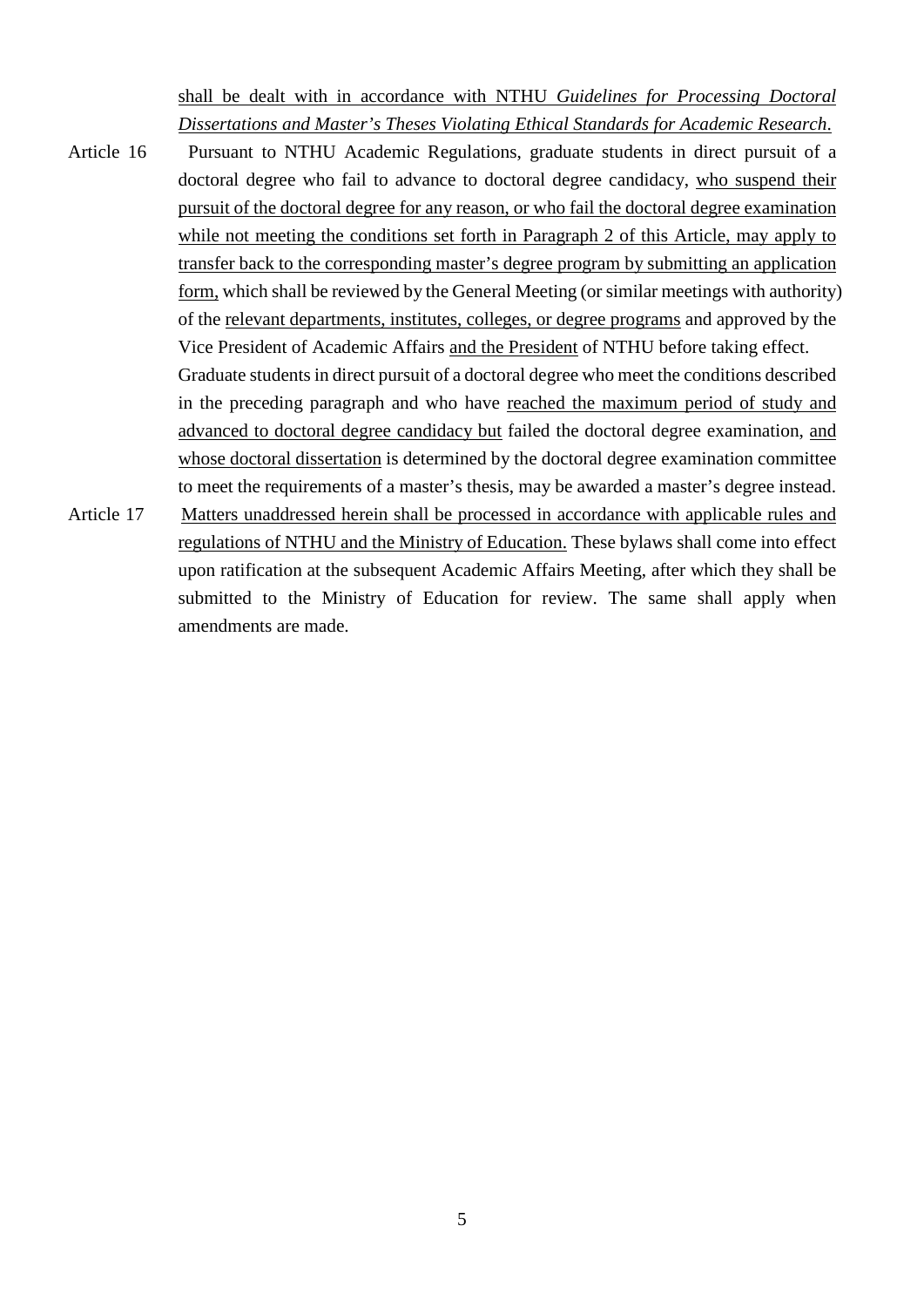shall be dealt with in accordance with NTHU *Guidelines for Processing Doctoral Dissertations and Master's Theses Violating Ethical Standards for Academic Research*.

Article 16 Pursuant to NTHU Academic Regulations, graduate students in direct pursuit of a doctoral degree who fail to advance to doctoral degree candidacy, who suspend their pursuit of the doctoral degree for any reason, or who fail the doctoral degree examination while not meeting the conditions set forth in Paragraph 2 of this Article, may apply to transfer back to the corresponding master's degree program by submitting an application form, which shall be reviewed by the General Meeting (or similar meetings with authority) of the relevant departments, institutes, colleges, or degree programs and approved by the Vice President of Academic Affairs and the President of NTHU before taking effect.

Graduate students in direct pursuit of a doctoral degree who meet the conditions described in the preceding paragraph and who have reached the maximum period of study and advanced to doctoral degree candidacy but failed the doctoral degree examination, and whose doctoral dissertation is determined by the doctoral degree examination committee to meet the requirements of a master's thesis, may be awarded a master's degree instead.

Article 17 Matters unaddressed herein shall be processed in accordance with applicable rules and regulations of NTHU and the Ministry of Education. These bylaws shall come into effect upon ratification at the subsequent Academic Affairs Meeting, after which they shall be submitted to the Ministry of Education for review. The same shall apply when amendments are made.